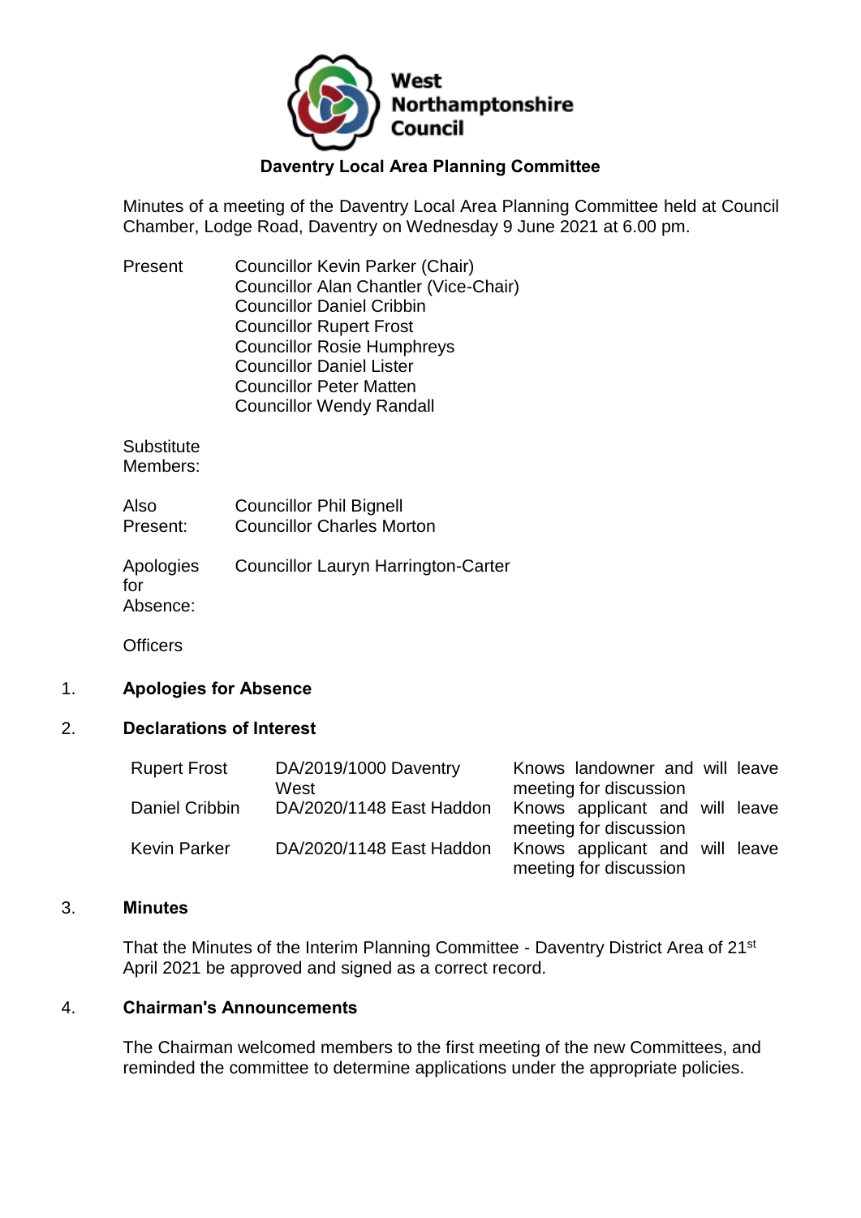West Northamptonshire Council

# Daventry Local Area Planning Committee

Minutes of a meeting of the Daventry Local Area Planning Committee held at Council Chamber, Lodge Road, Daventry on Wednesday 9 June 2021 at 6.00 pm.

| | |
|---|---|
| Present | Councillor Kevin Parker (Chair)<br>Councillor Alan Chantler (Vice-Chair)<br>Councillor Daniel Cribbin<br>Councillor Rupert Frost<br>Councillor Rosie Humphreys<br>Councillor Daniel Lister<br>Councillor Peter Matten<br>Councillor Wendy Randall |
| Substitute Members: | |
| Also Present: | Councillor Phil Bignell<br>Councillor Charles Morton |
| Apologies for Absence: | Councillor Lauryn Harrington-Carter |
| Officers | |

## 1. Apologies for Absence

## 2. Declarations of Interest

| | | |
|---|---|---|
| Rupert Frost | DA/2019/1000 Daventry West | Knows landowner and will leave meeting for discussion |
| Daniel Cribbin | DA/2020/1148 East Haddon | Knows applicant and will leave meeting for discussion |
| Kevin Parker | DA/2020/1148 East Haddon | Knows applicant and will leave meeting for discussion |

## 3. Minutes

That the Minutes of the Interim Planning Committee - Daventry District Area of 21st April 2021 be approved and signed as a correct record.

## 4. Chairman's Announcements

The Chairman welcomed members to the first meeting of the new Committees, and reminded the committee to determine applications under the appropriate policies.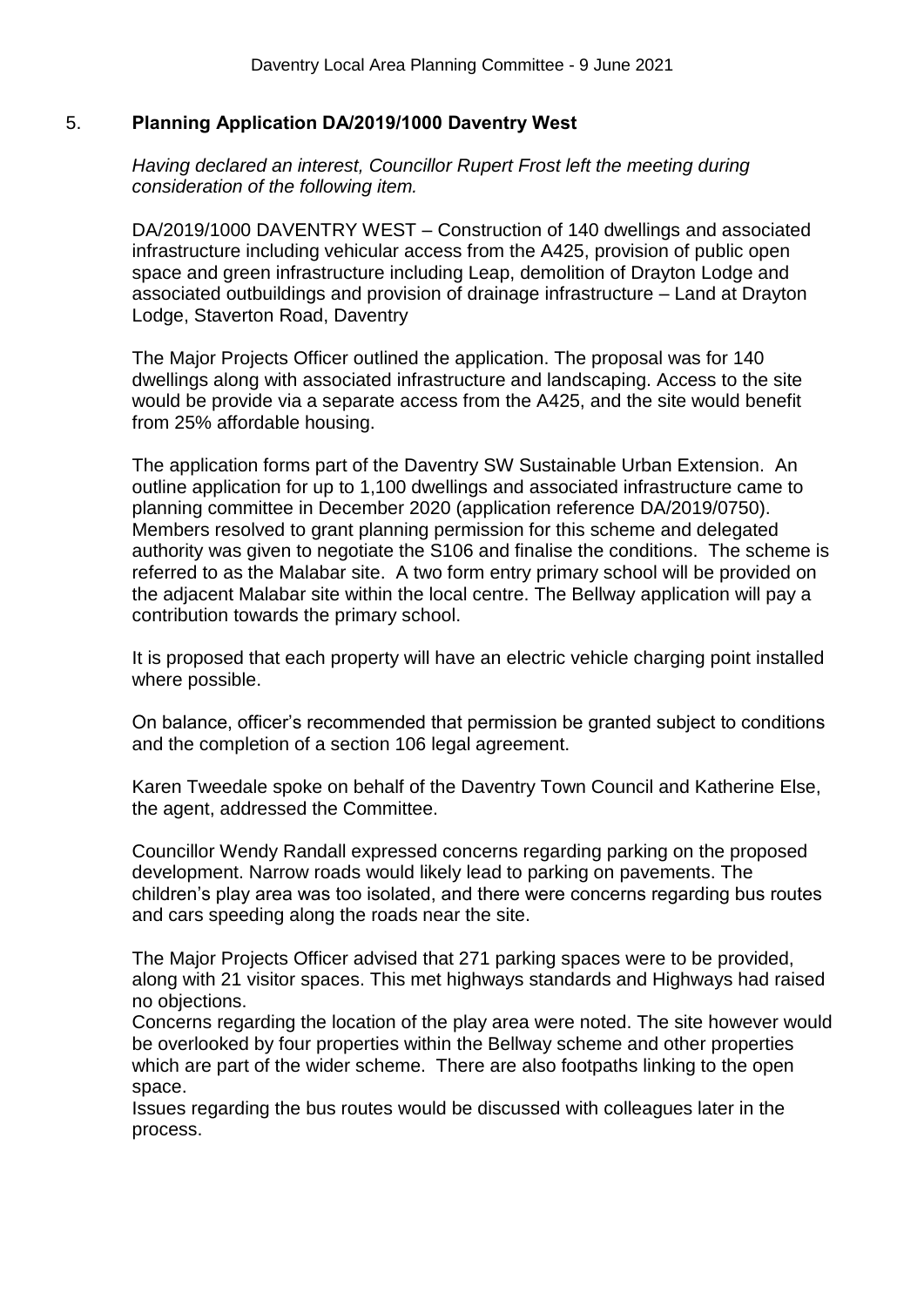## 5. **Planning Application DA/2019/1000 Daventry West**

*Having declared an interest, Councillor Rupert Frost left the meeting during consideration of the following item.*

DA/2019/1000 DAVENTRY WEST – Construction of 140 dwellings and associated infrastructure including vehicular access from the A425, provision of public open space and green infrastructure including Leap, demolition of Drayton Lodge and associated outbuildings and provision of drainage infrastructure – Land at Drayton Lodge, Staverton Road, Daventry

The Major Projects Officer outlined the application. The proposal was for 140 dwellings along with associated infrastructure and landscaping. Access to the site would be provide via a separate access from the A425, and the site would benefit from 25% affordable housing.

The application forms part of the Daventry SW Sustainable Urban Extension. An outline application for up to 1,100 dwellings and associated infrastructure came to planning committee in December 2020 (application reference DA/2019/0750). Members resolved to grant planning permission for this scheme and delegated authority was given to negotiate the S106 and finalise the conditions. The scheme is referred to as the Malabar site. A two form entry primary school will be provided on the adjacent Malabar site within the local centre. The Bellway application will pay a contribution towards the primary school.

It is proposed that each property will have an electric vehicle charging point installed where possible.

On balance, officer's recommended that permission be granted subject to conditions and the completion of a section 106 legal agreement.

Karen Tweedale spoke on behalf of the Daventry Town Council and Katherine Else, the agent, addressed the Committee.

Councillor Wendy Randall expressed concerns regarding parking on the proposed development. Narrow roads would likely lead to parking on pavements. The children's play area was too isolated, and there were concerns regarding bus routes and cars speeding along the roads near the site.

The Major Projects Officer advised that 271 parking spaces were to be provided, along with 21 visitor spaces. This met highways standards and Highways had raised no objections.

Concerns regarding the location of the play area were noted. The site however would be overlooked by four properties within the Bellway scheme and other properties which are part of the wider scheme. There are also footpaths linking to the open space.

Issues regarding the bus routes would be discussed with colleagues later in the process.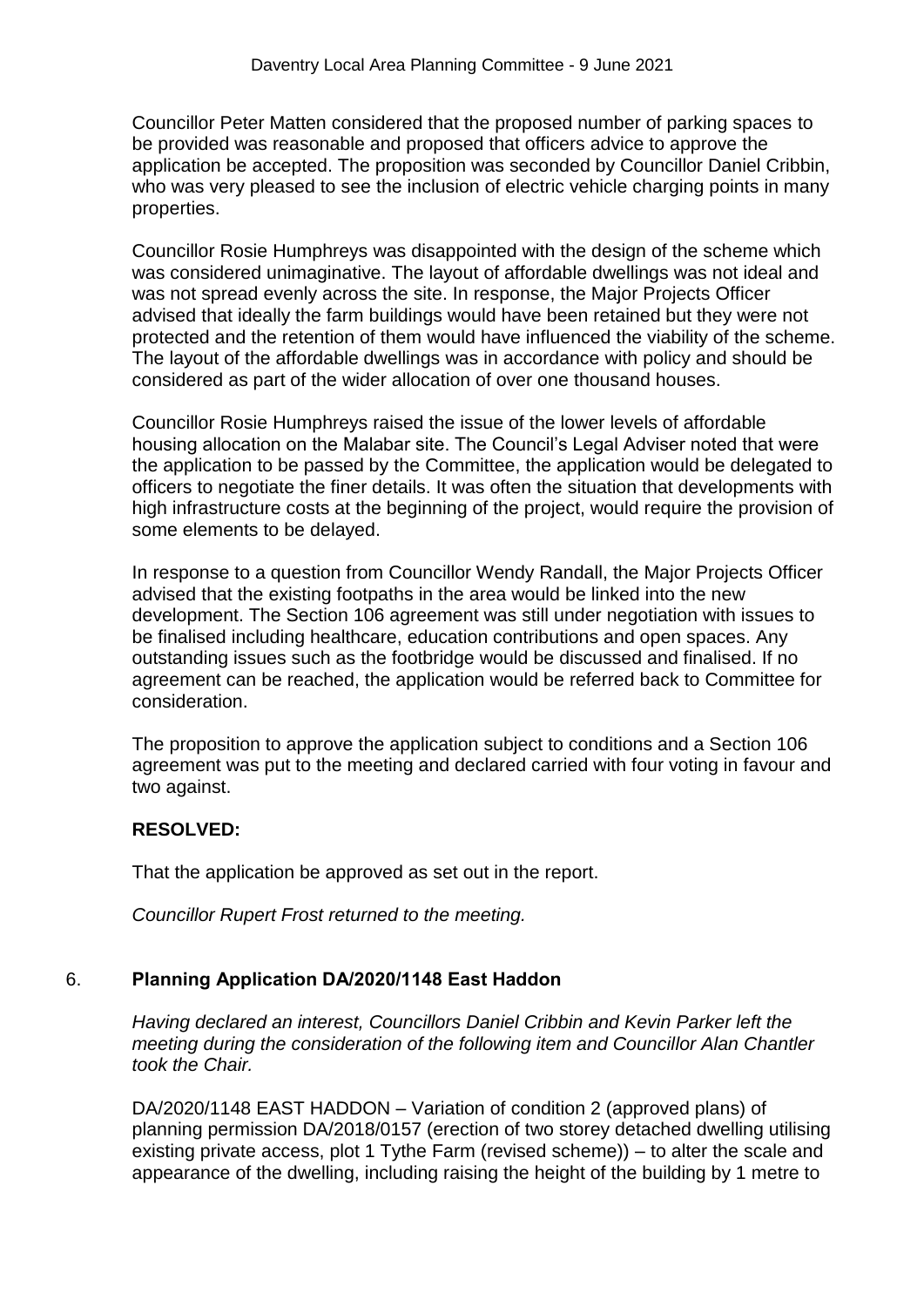Councillor Peter Matten considered that the proposed number of parking spaces to be provided was reasonable and proposed that officers advice to approve the application be accepted. The proposition was seconded by Councillor Daniel Cribbin, who was very pleased to see the inclusion of electric vehicle charging points in many properties.

Councillor Rosie Humphreys was disappointed with the design of the scheme which was considered unimaginative. The layout of affordable dwellings was not ideal and was not spread evenly across the site. In response, the Major Projects Officer advised that ideally the farm buildings would have been retained but they were not protected and the retention of them would have influenced the viability of the scheme. The layout of the affordable dwellings was in accordance with policy and should be considered as part of the wider allocation of over one thousand houses.

Councillor Rosie Humphreys raised the issue of the lower levels of affordable housing allocation on the Malabar site. The Council's Legal Adviser noted that were the application to be passed by the Committee, the application would be delegated to officers to negotiate the finer details. It was often the situation that developments with high infrastructure costs at the beginning of the project, would require the provision of some elements to be delayed.

In response to a question from Councillor Wendy Randall, the Major Projects Officer advised that the existing footpaths in the area would be linked into the new development. The Section 106 agreement was still under negotiation with issues to be finalised including healthcare, education contributions and open spaces. Any outstanding issues such as the footbridge would be discussed and finalised. If no agreement can be reached, the application would be referred back to Committee for consideration.

The proposition to approve the application subject to conditions and a Section 106 agreement was put to the meeting and declared carried with four voting in favour and two against.

**RESOLVED:**

That the application be approved as set out in the report.

*Councillor Rupert Frost returned to the meeting.*

## 6. **Planning Application DA/2020/1148 East Haddon**

*Having declared an interest, Councillors Daniel Cribbin and Kevin Parker left the meeting during the consideration of the following item and Councillor Alan Chantler took the Chair.*

DA/2020/1148 EAST HADDON – Variation of condition 2 (approved plans) of planning permission DA/2018/0157 (erection of two storey detached dwelling utilising existing private access, plot 1 Tythe Farm (revised scheme)) – to alter the scale and appearance of the dwelling, including raising the height of the building by 1 metre to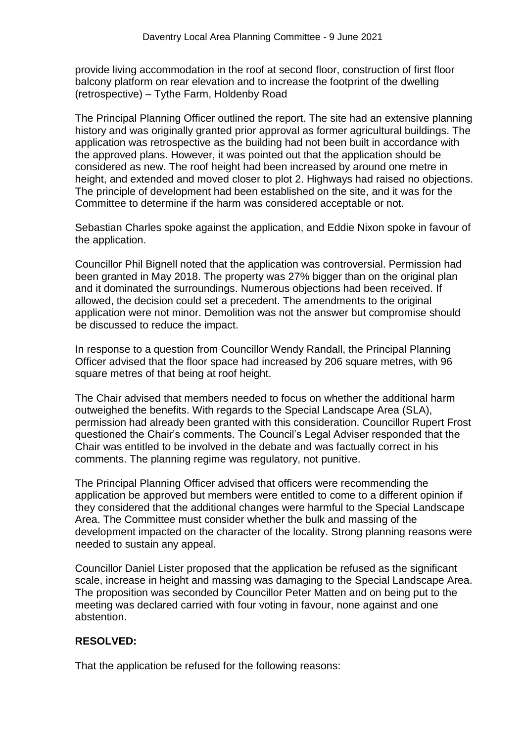provide living accommodation in the roof at second floor, construction of first floor balcony platform on rear elevation and to increase the footprint of the dwelling (retrospective) – Tythe Farm, Holdenby Road

The Principal Planning Officer outlined the report. The site had an extensive planning history and was originally granted prior approval as former agricultural buildings. The application was retrospective as the building had not been built in accordance with the approved plans. However, it was pointed out that the application should be considered as new. The roof height had been increased by around one metre in height, and extended and moved closer to plot 2. Highways had raised no objections. The principle of development had been established on the site, and it was for the Committee to determine if the harm was considered acceptable or not.

Sebastian Charles spoke against the application, and Eddie Nixon spoke in favour of the application.

Councillor Phil Bignell noted that the application was controversial. Permission had been granted in May 2018. The property was 27% bigger than on the original plan and it dominated the surroundings. Numerous objections had been received. If allowed, the decision could set a precedent. The amendments to the original application were not minor. Demolition was not the answer but compromise should be discussed to reduce the impact.

In response to a question from Councillor Wendy Randall, the Principal Planning Officer advised that the floor space had increased by 206 square metres, with 96 square metres of that being at roof height.

The Chair advised that members needed to focus on whether the additional harm outweighed the benefits. With regards to the Special Landscape Area (SLA), permission had already been granted with this consideration. Councillor Rupert Frost questioned the Chair's comments. The Council's Legal Adviser responded that the Chair was entitled to be involved in the debate and was factually correct in his comments. The planning regime was regulatory, not punitive.

The Principal Planning Officer advised that officers were recommending the application be approved but members were entitled to come to a different opinion if they considered that the additional changes were harmful to the Special Landscape Area. The Committee must consider whether the bulk and massing of the development impacted on the character of the locality. Strong planning reasons were needed to sustain any appeal.

Councillor Daniel Lister proposed that the application be refused as the significant scale, increase in height and massing was damaging to the Special Landscape Area. The proposition was seconded by Councillor Peter Matten and on being put to the meeting was declared carried with four voting in favour, none against and one abstention.

**RESOLVED:**

That the application be refused for the following reasons: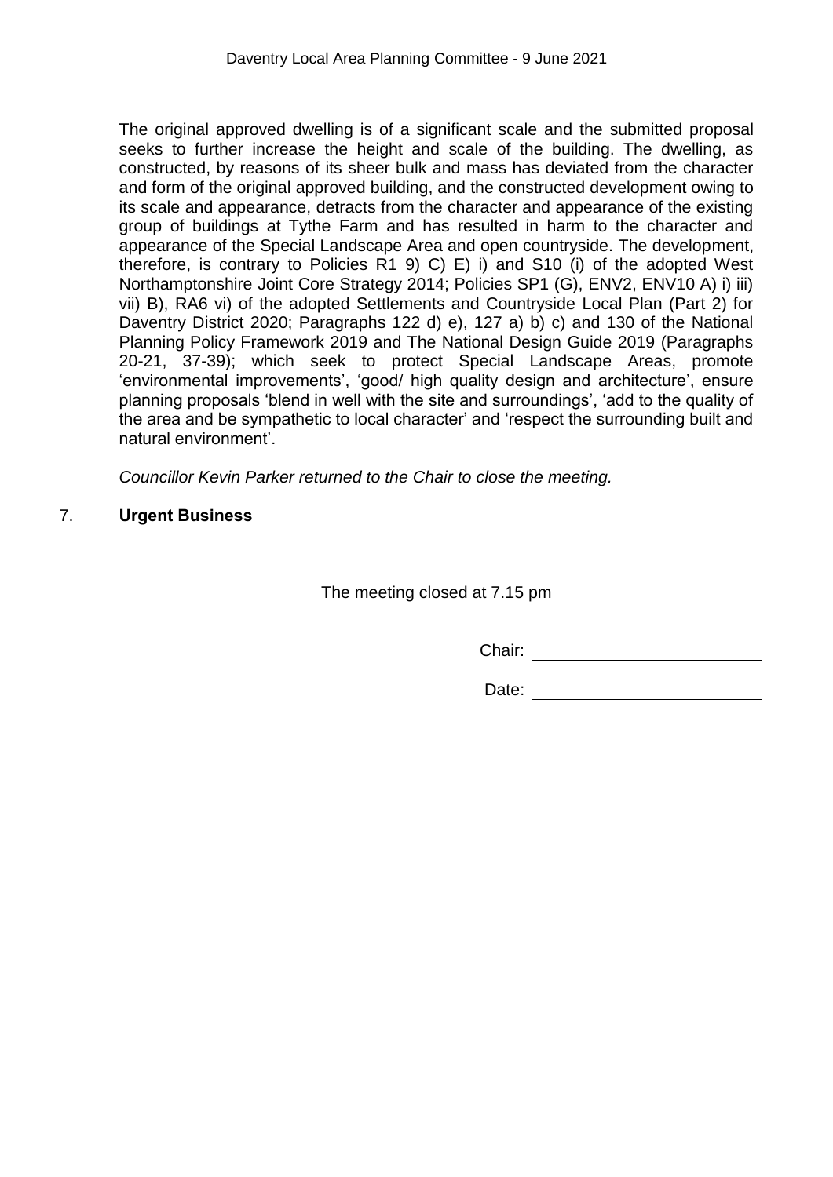The original approved dwelling is of a significant scale and the submitted proposal seeks to further increase the height and scale of the building. The dwelling, as constructed, by reasons of its sheer bulk and mass has deviated from the character and form of the original approved building, and the constructed development owing to its scale and appearance, detracts from the character and appearance of the existing group of buildings at Tythe Farm and has resulted in harm to the character and appearance of the Special Landscape Area and open countryside. The development, therefore, is contrary to Policies R1 9) C) E) i) and S10 (i) of the adopted West Northamptonshire Joint Core Strategy 2014; Policies SP1 (G), ENV2, ENV10 A) i) iii) vii) B), RA6 vi) of the adopted Settlements and Countryside Local Plan (Part 2) for Daventry District 2020; Paragraphs 122 d) e), 127 a) b) c) and 130 of the National Planning Policy Framework 2019 and The National Design Guide 2019 (Paragraphs 20-21, 37-39); which seek to protect Special Landscape Areas, promote 'environmental improvements', 'good/ high quality design and architecture', ensure planning proposals 'blend in well with the site and surroundings', 'add to the quality of the area and be sympathetic to local character' and 'respect the surrounding built and natural environment'.

*Councillor Kevin Parker returned to the Chair to close the meeting.*

## 7. **Urgent Business**

The meeting closed at 7.15 pm

Chair: ______________________

Date: ______________________